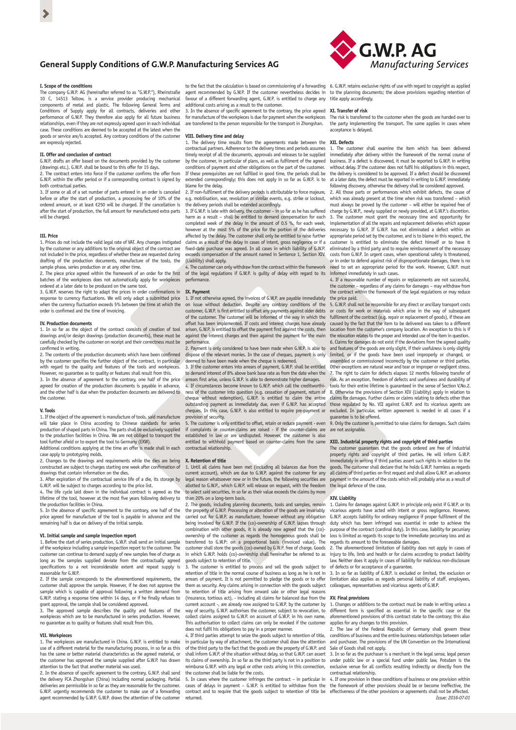# General Supply Conditions of G.W.P. Manufacturing Services AG

G.W.P. AG
Manufacturing Services

### I. Scope of the conditions

The company G.W.P. AG (hereinafter referred to as "G.W.P."), Rheinstraße 10 C, 14513 Teltow, is a service provider producing mechanical components of metal and plastic. The following General Terms and Conditions of Supply apply for all contracts, deliveries and other performance of G.W.P. They therefore also apply for all future business relationships, even if they are not expressly agreed upon in each individual case. These conditions are deemed to be accepted at the latest when the goods or service are/is accepted. Any contrary conditions of the customer are expressly rejected.

### II. Offer and conclusion of contract

G.W.P. drafts an offer based on the documents provided by the customer (drawings etc.). G.W.P. shall be bound to this offer for 15 days.

2. The contract enters into force if the customer confirms the offer from G.W.P. within the offer period or if a corresponding contract is signed by both contractual parties.

3. If some or all of a set number of parts entered in an order is canceled before or after the start of production, a processing fee of 10% of the ordered amount, or at least €250 will be charged. If the cancellation is after the start of production, the full amount for manufactured extra parts will be charged.

### III. Price

1. Prices do not include the valid legal rate of VAT. Any changes instigated by the customer or any additions to the original object of the contract are not included in the price, regardless of whether these are requested during drafting of the production documents, manufacture of the tools, the sample phase, series production or at any other time.

2. The piece price agreed within the framework of an order for the first batches of the workpieces does not automatically apply for workpieces ordered at a later date to be produced on the same tool.

3. G.W.P. reserves the right to adapt the prices in order confirmations in response to currency fluctuations. We will only adapt a submitted price when the currency fluctuation exceeds 5% between the time at which the order is confirmed and the time of invoicing.

### IV. Production documents

1. In so far as the object of the contract consists of creation of tool drawings and/or design drawings (production documents), these must be carefully checked by the customer on receipt and their correctness must be confirmed in writing.

2. The contents of the production documents which have been confirmed by the customer specifies the further object of the contract, in particular with regard to the quality and features of the tools and workpieces. However, no guarantee as to quality or features shall result from this.

3. In the absence of agreement to the contrary, one half of the price agreed for creation of the production documents is payable in advance, and the other half is due when the production documents are delivered to the customer.

### V. Tools

1. If the object of the agreement is manufacture of tools, said manufacture will take place in China according to Chinese standards for series production of shaped parts in China. The parts shall be exclusively supplied to the production facilities in China. We are not obliged to transport the tool further afield or to export the tool to Germany (EXW).

Additional conditions applying at the time an offer is made shall in each case apply to prototyping molds.

2. Changes to the drawings and requirements while the dies are being constructed are subject to charges starting one week after confirmation of drawings that contain information on the dies.

3. After expiration of the contractual service life of a die, its storage by G.W.P. will be subject to charges according to the price list.

4. The life cycle laid down in the individual contract is agreed as the lifetime of the tool, however at the most five years following delivery to the production facilities in China.

5. In the absence of specific agreement to the contrary, one half of the price agreed for manufacture of the tool is payable in advance and the remaining half is due on delivery of the initial sample.

### VI. Initial sample and sample inspection report

1. Before the start of series production, G.W.P. shall send an initial sample of the workpiece including a sample inspection report to the customer. The customer can continue to demand supply of new samples free of charge as long as the samples supplied deviate from the contractually agreed specifications to a not inconsiderable extent and repeat supply is reasonable for G.W.P.

2. If the sample corresponds to the aforementioned requirements, the customer shall approve the sample. However, if he does not approve the sample which is capable of approval following a written demand from G.W.P. stating a response time within 14 days, or if he finally refuses to grant approval, the sample shall be considered approved.

3. The approved sample describes the quality and features of the workpieces which are to be manufactured in series production. However, no guarantee as to quality or features shall result from this.

### VII. Workpieces

1. The workpieces are manufactured in China. G.W.P. is entitled to make use of a different material for the manufacturing process, in so far as this has the same or better material characteristics as the agreed material, or the customer has approved the sample supplied after G.W.P. has drawn attention to the fact that another material was used.

2. In the absence of specific agreement to the contrary, G.W.P. shall send the delivery FCA Zhongshan (China) including normal packaging. Partial deliveries are permissible in so far as they are reasonable for the customer. G.W.P. urgently recommends the customer to make use of a forwarding agent recommended by G.W.P. G.W.P. draws the attention of the customer to the fact that the calculation is based on commissioning of a forwarding agent recommended by G.W.P. If the customer nevertheless decides in favour of a different forwarding agent, G.W.P. is entitled to charge any additional costs arising as a result to the customer.

3. In the absence of specific agreement to the contrary, the price agreed for manufacture of the workpieces is due for payment when the workpieces are transferred to the person responsible for the transport in Zhongshan.

### VIII. Delivery time and delay

1. The delivery time results from the agreements made between the contractual partners. Adherence to the delivery times and periods assumes timely receipt of all the documents, approvals and releases to be supplied by the customer, in particular of plans, as well as fulfilment of the agreed conditions of payment and other obligations on the part of the customer. If these prerequisites are not fulfilled in good time, the periods shall be extended correspondingly; this does not apply in so far as G.W.P. is to blame for the delay.

2. If non-fulfilment of the delivery periods is attributable to force majeure, e.g. mobilisation, war, revolution or similar events, e.g. strike or lockout, the delivery periods shall be extended accordingly.

3. If G.W.P. is late with delivery, the customer – in so far as he has suffered harm as a result – shall be entitled to demand compensation for each completed week of the delay in the amount of 0.5 %, for each week, however at the most 5% of the price for the portion of the deliveries affected by the delay. The customer shall only be entitled to raise further claims as a result of the delay in cases of intent, gross negligence or if a fixed-date purchase was agreed. In all cases in which liability of G.W.P. exceeds compensation of the amount named in Sentence 1, Section XIV. (Liability) shall apply.

4. The customer can only withdraw from the contract within the framework of the legal regulations if G.W.P. is guilty of delay with regard to its performance.

### IX. Payment

1. If not otherwise agreed, the invoices of G.W.P. are payable immediately on issue without deduction. Despite any contrary conditions of the customer, G.W.P. is first entitled to offset any payments against older debts of the customer. The customer will be informed of the way in which the offset has been implemented. If costs and interest charges have already arisen, G.W.P. is entitled to offset the payment first against the costs, then against the interest charges and then against the payment for the main performance.

2. Payment is only considered to have been made when G.W.P. is able to dispose of the relevant monies. In the case of cheques, payment is only deemed to have been made when the cheque is redeemed.

3. If the customer enters into arrears of payment, G.W.P. shall be entitled to demand interest of 8% above bank base rate as from the date when the arrears first arise, unless G.W.P. is able to demonstrate higher damages.

4. If circumstances become known to G.W.P. which call the creditworthiness of the customer into question (e.g. cessation of payment, return of cheque without redemption), G.W.P. is entitled to claim the entire outstanding payment as immediately due, even if G.W.P. has accepted cheques. In this case, G.W.P. is also entitled to require pre-payment or provision of security.

5. The customer is only entitled to offset, retain or reduce payment - even if complaints or counter-claims are raised - if the counter-claims are established in law or are undisputed. However, the customer is also entitled to withhold payment based on counter-claims from the same contractual relationship.

### X. Retention of title

1. Until all claims have been met (including all balances due from the current account), which are due to G.W.P. against the customer for any legal reason whatsoever now or in the future, the following securities are allotted to G.W.P., which G.W.P. will release on request, with the freedom to select said securities, in so far as their value exceeds the claims by more than 20% on a long-term basis.

2. The goods, including planning documents, tools and samples, remain the property of G.W.P. Processing or alteration of the goods are invariably carried out for G.W.P. as manufacturer, however without any obligation being involved for G.W.P. If the (co)-ownership of G.W.P. lapses through combination with other goods, it is already now agreed that the (co)-ownership of the customer as regards the homogenous goods shall be transferred to G.W.P: on a proportional basis (invoiced value). The customer shall store the goods (co)-owned by G.W.P. free of charge. Goods in which G.W.P. holds (co)-ownership shall hereinafter be referred to as goods subject to retention of title.

3. The customer is entitled to process and sell the goods subject to retention of title in the normal course of business as long as he is not in arrears of payment. It is not permitted to pledge the goods or to offer them as security. Any claims arising in connection with the goods subject to retention of title arising from onward sale or other legal reasons (insurance, tortious act), - including all claims for balanced due from the current account -, are already now assigned to G.W.P. by the customer by way of security. G.W.P. authorises the customer, subject to revocation, to collect claims assigned to G.W.P. on account of G.W.P. in his own name. This authorisation to collect claims can only be revoked if the customer does not fulfil his obligations to pay in a proper manner.

4. If third parties attempt to seize the goods subject to retention of title, in particular by way of attachment, the customer shall draw the attention of the third party to the fact that the goods are the property of G.W.P. and shall inform G.W.P. of the situation without delay, so that G.W.P. can assert its claims of ownership. In so far as the third party is not in a position to reimburse G.W.P. with any legal or other costs arising in this connection, the customer shall be liable for the costs.

5. In cases where the customer infringes the contract – in particular in cases of delays in payment – G.W.P. is entitled to withdraw from the contract and to require that the goods subject to retention of title be returned.

6. G.W.P. retains exclusive rights of use with regard to copyright as applied to the planning documents; the above provisions regarding retention of title apply accordingly.

### XI. Transfer of risk

The risk is transferred to the customer when the goods are handed over to the party implementing the transport. The same applies in cases where acceptance is delayed.

### XII. Defects

1. The customer shall examine the item which has been delivered immediately after delivery within the framework of the normal course of business. If a defect is discovered, it must be reported to G.W.P. in writing without delay. If the customer does not fulfil his obligations in this respect, the delivery is considered to be approved. If a defect should be discovered at a later date, the defect must be reported in writing to G.W.P. immediately following discovery, otherwise the delivery shall be considered approved.

2. All those parts or performances which exhibit defects, the cause of which was already present at the time when risk was transferred – which must always be proved by the customer – will either be repaired free of charge by G.W.P., newly supplied or newly provided, at G.W.P.'s discretion.

3. The customer must grant the necessary time and opportunity for implementation of all the repairs and replacement deliveries which appear necessary to G.W.P. If G.W.P. has not eliminated a defect within an appropriate period set by the customer, and is to blame in this respect, the customer is entitled to eliminate the defect himself or to have it eliminated by a third party and to require reimbursement of the necessary costs from G.W.P. In urgent cases, when operational safety is threatened, or in order to defend against risk of disproportionate damages, there is no need to set an appropriate period for the work. However, G.W.P. must informed immediately in such cases.

4. If a reasonable number of repairs or replacements are not successful, the customer – regardless of any claims for damages – may withdraw from the contract within the framework of the legal regulations or may reduce the price paid.

5. G.W.P. shall not be responsible for any direct or ancillary transport costs or costs for work or materials which arise in the way of subsequent fulfilment of the contract (e.g. repair or replacement of goods), if these are caused by the fact that the item to be delivered was taken to a different location from the customer's company location. An exception to this is if the relocation relates to the proper and intended use of the item in question.

6. Claims for damages do not exist if the deviations from the agreed quality and features of the goods are only slight, if their usefulness is only slightly limited, or if the goods have been used improperly or changed, or assembled or commissioned incorrectly by the customer or third parties. Other exceptions are natural wear and tear or improper or negligent stress.

7. The right to claim for defects elapses 12 months following transfer of risk. As an exception, freedom of defects and usefulness and durability of tools for their entire lifetime is guaranteed in the sense of Section V,No.2.

8. Otherwise the provisions of Section XIV (Liability) apply in relation to claims for damages. Further claims or claims relating to defects other than those regulated by No. VII against G.W.P. and its vicarious agents are excluded. In particular, written agreement is needed in all cases if a guarantee is to be offered.

9. Only the customer is permitted to raise claims for damages. Such claims are not assignable.

### XIII. Industrial property rights and copyright of third parties

The customer guarantees that the goods ordered are free of industrial property rights and copyright of third parties. He will inform G.W.P. immediately in writing if third parties assert such rights in relation to the goods. The customer shall declare that he holds G.W.P. harmless as regards all claims of third parties on first request and shall allow G.W.P. an advance payment in the amount of the costs which will probably arise as a result of the legal defence of the case.

### XIV. Liability

1. Claims for damages against G.W.P. in principle only exist if G.W.P. or its vicarious agents have acted with intent or gross negligence. However, G.W.P. accepts liability for ordinary negligence if proper fulfilment of the duty which has been infringed was essential in order to achieve the purpose of the contract (cardinal duty). In this case, liability for pecuniary loss is limited as regards its scope to the immediate pecuniary loss and as regards its amount to the foreseeable damages.

2. The aforementioned limitation of liability does not apply in cases of injury to life, limb and health or for claims according to product liability law. Neither does it apply in cases of liability for malicious non-disclosure of defects or for acceptance of a guarantee.

3. In so far as liability of G.W.P. is excluded or limited, the exclusion or limitation also applies as regards personal liability of staff, employees, colleagues, representatives and vicarious agents of G.W.P.

### XV. Final provisions

1. Changes or additions to the contract must be made in writing unless a different form is specified as essential in the specific case or the aforementioned provisions of this contract state to the contrary; this also applies for any changes to this provision.

2. The law of the Federal Republic of Germany shall govern these conditions of business and the entire business relationships between seller and purchaser. The provisions of the UN Convention on the International Sale of Goods shall not apply.

3. In so far as the purchaser is a merchant in the legal sense, legal person under public law or a special fund under public law, Potsdam is the exclusive venue for all conflicts resulting indirectly or directly from the contractual relationship.

4. If one provision in these conditions of business or one provision within the framework of other provisions should be or become ineffective, the effectiveness of the other provisions or agreements shall not be affected.

*Issue: 2016-07-01*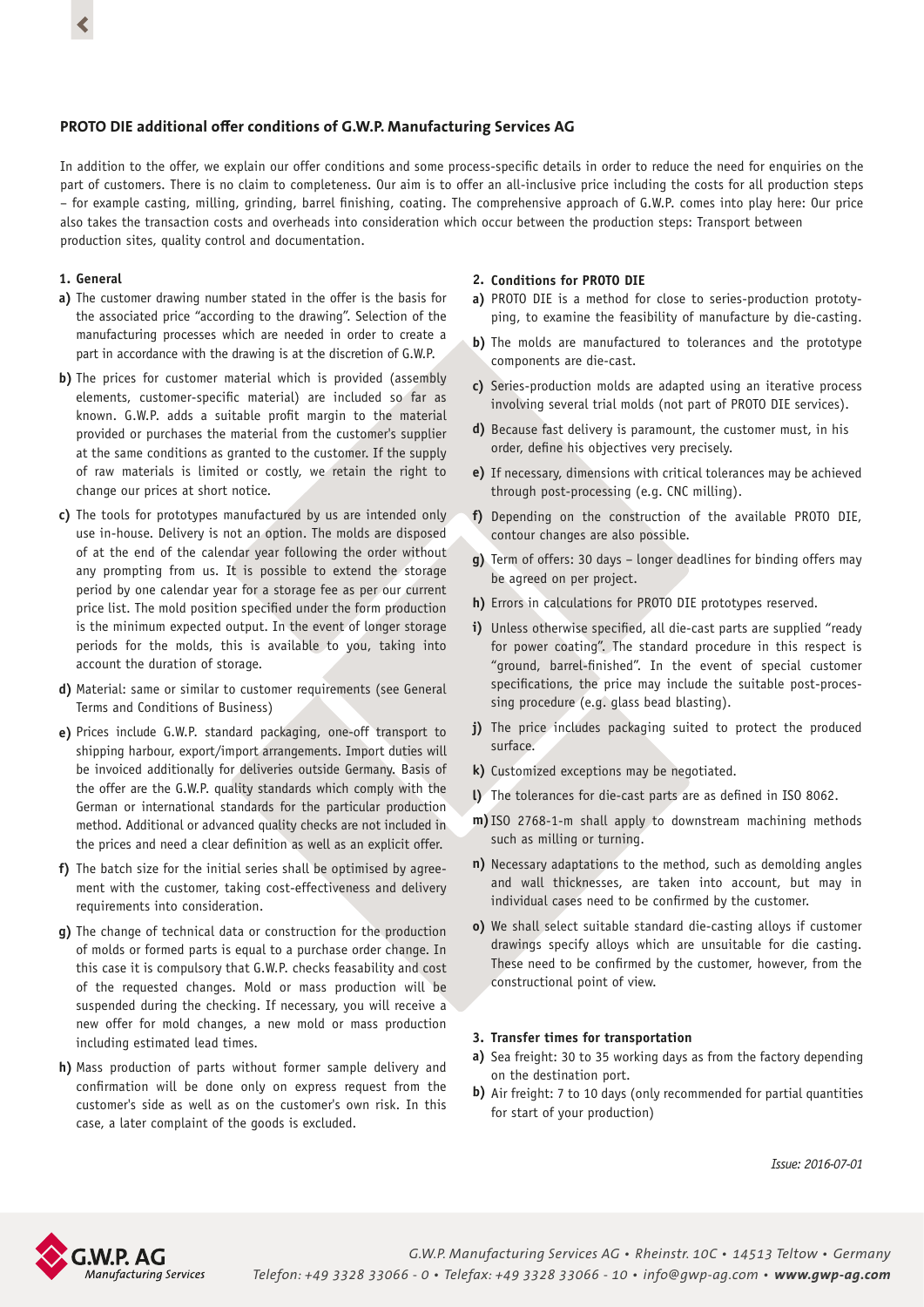## PROTO DIE additional offer conditions of G.W.P. Manufacturing Services AG

In addition to the offer, we explain our offer conditions and some process-specific details in order to reduce the need for enquiries on the part of customers. There is no claim to completeness. Our aim is to offer an all-inclusive price including the costs for all production steps – for example casting, milling, grinding, barrel finishing, coating. The comprehensive approach of G.W.P. comes into play here: Our price also takes the transaction costs and overheads into consideration which occur between the production steps: Transport between production sites, quality control and documentation.

### 1. General

**a)** The customer drawing number stated in the offer is the basis for the associated price "according to the drawing". Selection of the manufacturing processes which are needed in order to create a part in accordance with the drawing is at the discretion of G.W.P.

**b)** The prices for customer material which is provided (assembly elements, customer-specific material) are included so far as known. G.W.P. adds a suitable profit margin to the material provided or purchases the material from the customer's supplier at the same conditions as granted to the customer. If the supply of raw materials is limited or costly, we retain the right to change our prices at short notice.

**c)** The tools for prototypes manufactured by us are intended only use in-house. Delivery is not an option. The molds are disposed of at the end of the calendar year following the order without any prompting from us. It is possible to extend the storage period by one calendar year for a storage fee as per our current price list. The mold position specified under the form production is the minimum expected output. In the event of longer storage periods for the molds, this is available to you, taking into account the duration of storage.

**d)** Material: same or similar to customer requirements (see General Terms and Conditions of Business)

**e)** Prices include G.W.P. standard packaging, one-off transport to shipping harbour, export/import arrangements. Import duties will be invoiced additionally for deliveries outside Germany. Basis of the offer are the G.W.P. quality standards which comply with the German or international standards for the particular production method. Additional or advanced quality checks are not included in the prices and need a clear definition as well as an explicit offer.

**f)** The batch size for the initial series shall be optimised by agreement with the customer, taking cost-effectiveness and delivery requirements into consideration.

**g)** The change of technical data or construction for the production of molds or formed parts is equal to a purchase order change. In this case it is compulsory that G.W.P. checks feasability and cost of the requested changes. Mold or mass production will be suspended during the checking. If necessary, you will receive a new offer for mold changes, a new mold or mass production including estimated lead times.

**h)** Mass production of parts without former sample delivery and confirmation will be done only on express request from the customer's side as well as on the customer's own risk. In this case, a later complaint of the goods is excluded.

### 2. Conditions for PROTO DIE

**a)** PROTO DIE is a method for close to series-production prototyping, to examine the feasibility of manufacture by die-casting.

**b)** The molds are manufactured to tolerances and the prototype components are die-cast.

**c)** Series-production molds are adapted using an iterative process involving several trial molds (not part of PROTO DIE services).

**d)** Because fast delivery is paramount, the customer must, in his order, define his objectives very precisely.

**e)** If necessary, dimensions with critical tolerances may be achieved through post-processing (e.g. CNC milling).

**f)** Depending on the construction of the available PROTO DIE, contour changes are also possible.

**g)** Term of offers: 30 days – longer deadlines for binding offers may be agreed on per project.

**h)** Errors in calculations for PROTO DIE prototypes reserved.

**i)** Unless otherwise specified, all die-cast parts are supplied "ready for power coating". The standard procedure in this respect is "ground, barrel-finished". In the event of special customer specifications, the price may include the suitable post-processing procedure (e.g. glass bead blasting).

**j)** The price includes packaging suited to protect the produced surface.

**k)** Customized exceptions may be negotiated.

**l)** The tolerances for die-cast parts are as defined in ISO 8062.

**m)** ISO 2768-1-m shall apply to downstream machining methods such as milling or turning.

**n)** Necessary adaptations to the method, such as demolding angles and wall thicknesses, are taken into account, but may in individual cases need to be confirmed by the customer.

**o)** We shall select suitable standard die-casting alloys if customer drawings specify alloys which are unsuitable for die casting. These need to be confirmed by the customer, however, from the constructional point of view.

### 3. Transfer times for transportation

**a)** Sea freight: 30 to 35 working days as from the factory depending on the destination port.

**b)** Air freight: 7 to 10 days (only recommended for partial quantities for start of your production)

*Issue: 2016-07-01*

G.W.P. AG Manufacturing Services

*G.W.P. Manufacturing Services AG • Rheinstr. 10C • 14513 Teltow • Germany*
*Telefon: +49 3328 33066 - 0 • Telefax: +49 3328 33066 - 10 • info@gwp-ag.com • **www.gwp-ag.com***